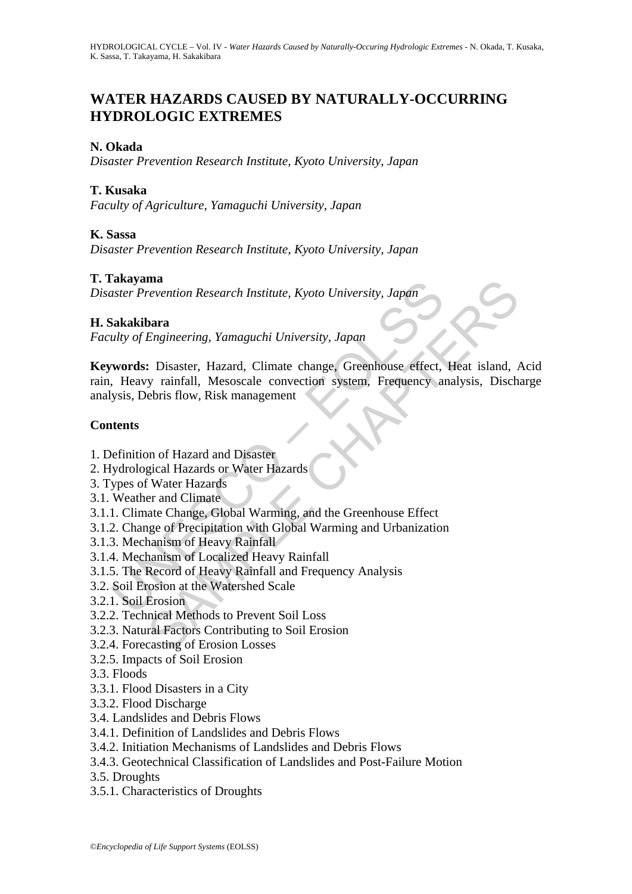# WATER HAZARDS CAUSED BY NATURALLY-OCCURRING HYDROLOGIC EXTREMES

**N. Okada**
*Disaster Prevention Research Institute, Kyoto University, Japan*

**T. Kusaka**
*Faculty of Agriculture, Yamaguchi University, Japan*

**K. Sassa**
*Disaster Prevention Research Institute, Kyoto University, Japan*

**T. Takayama**
*Disaster Prevention Research Institute, Kyoto University, Japan*

**H. Sakakibara**
*Faculty of Engineering, Yamaguchi University, Japan*

**Keywords:** Disaster, Hazard, Climate change, Greenhouse effect, Heat island, Acid rain, Heavy rainfall, Mesoscale convection system, Frequency analysis, Discharge analysis, Debris flow, Risk management

## Contents

1. Definition of Hazard and Disaster
2. Hydrological Hazards or Water Hazards
3. Types of Water Hazards
3.1. Weather and Climate
3.1.1. Climate Change, Global Warming, and the Greenhouse Effect
3.1.2. Change of Precipitation with Global Warming and Urbanization
3.1.3. Mechanism of Heavy Rainfall
3.1.4. Mechanism of Localized Heavy Rainfall
3.1.5. The Record of Heavy Rainfall and Frequency Analysis
3.2. Soil Erosion at the Watershed Scale
3.2.1. Soil Erosion
3.2.2. Technical Methods to Prevent Soil Loss
3.2.3. Natural Factors Contributing to Soil Erosion
3.2.4. Forecasting of Erosion Losses
3.2.5. Impacts of Soil Erosion
3.3. Floods
3.3.1. Flood Disasters in a City
3.3.2. Flood Discharge
3.4. Landslides and Debris Flows
3.4.1. Definition of Landslides and Debris Flows
3.4.2. Initiation Mechanisms of Landslides and Debris Flows
3.4.3. Geotechnical Classification of Landslides and Post-Failure Motion
3.5. Droughts
3.5.1. Characteristics of Droughts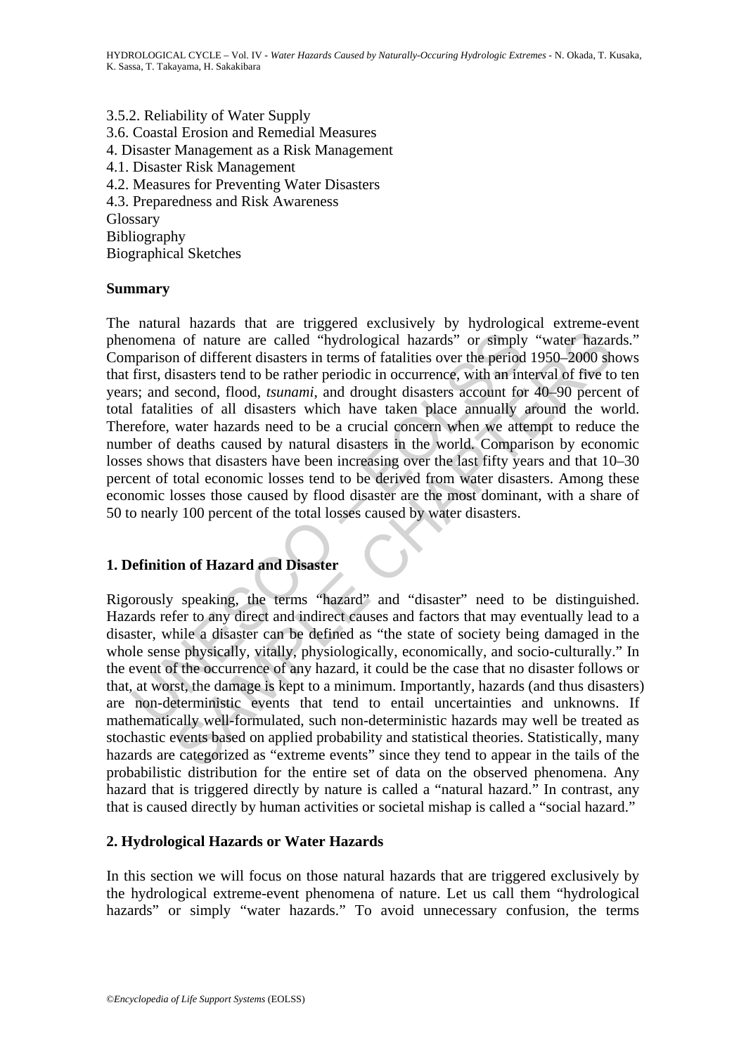3.5.2. Reliability of Water Supply
3.6. Coastal Erosion and Remedial Measures
4. Disaster Management as a Risk Management
4.1. Disaster Risk Management
4.2. Measures for Preventing Water Disasters
4.3. Preparedness and Risk Awareness
Glossary
Bibliography
Biographical Sketches

## Summary

The natural hazards that are triggered exclusively by hydrological extreme-event phenomena of nature are called "hydrological hazards" or simply "water hazards." Comparison of different disasters in terms of fatalities over the period 1950–2000 shows that first, disasters tend to be rather periodic in occurrence, with an interval of five to ten years; and second, flood, *tsunami*, and drought disasters account for 40–90 percent of total fatalities of all disasters which have taken place annually around the world. Therefore, water hazards need to be a crucial concern when we attempt to reduce the number of deaths caused by natural disasters in the world. Comparison by economic losses shows that disasters have been increasing over the last fifty years and that 10–30 percent of total economic losses tend to be derived from water disasters. Among these economic losses those caused by flood disaster are the most dominant, with a share of 50 to nearly 100 percent of the total losses caused by water disasters.

## 1. Definition of Hazard and Disaster

Rigorously speaking, the terms "hazard" and "disaster" need to be distinguished. Hazards refer to any direct and indirect causes and factors that may eventually lead to a disaster, while a disaster can be defined as "the state of society being damaged in the whole sense physically, vitally, physiologically, economically, and socio-culturally." In the event of the occurrence of any hazard, it could be the case that no disaster follows or that, at worst, the damage is kept to a minimum. Importantly, hazards (and thus disasters) are non-deterministic events that tend to entail uncertainties and unknowns. If mathematically well-formulated, such non-deterministic hazards may well be treated as stochastic events based on applied probability and statistical theories. Statistically, many hazards are categorized as "extreme events" since they tend to appear in the tails of the probabilistic distribution for the entire set of data on the observed phenomena. Any hazard that is triggered directly by nature is called a "natural hazard." In contrast, any that is caused directly by human activities or societal mishap is called a "social hazard."

## 2. Hydrological Hazards or Water Hazards

In this section we will focus on those natural hazards that are triggered exclusively by the hydrological extreme-event phenomena of nature. Let us call them "hydrological hazards" or simply "water hazards." To avoid unnecessary confusion, the terms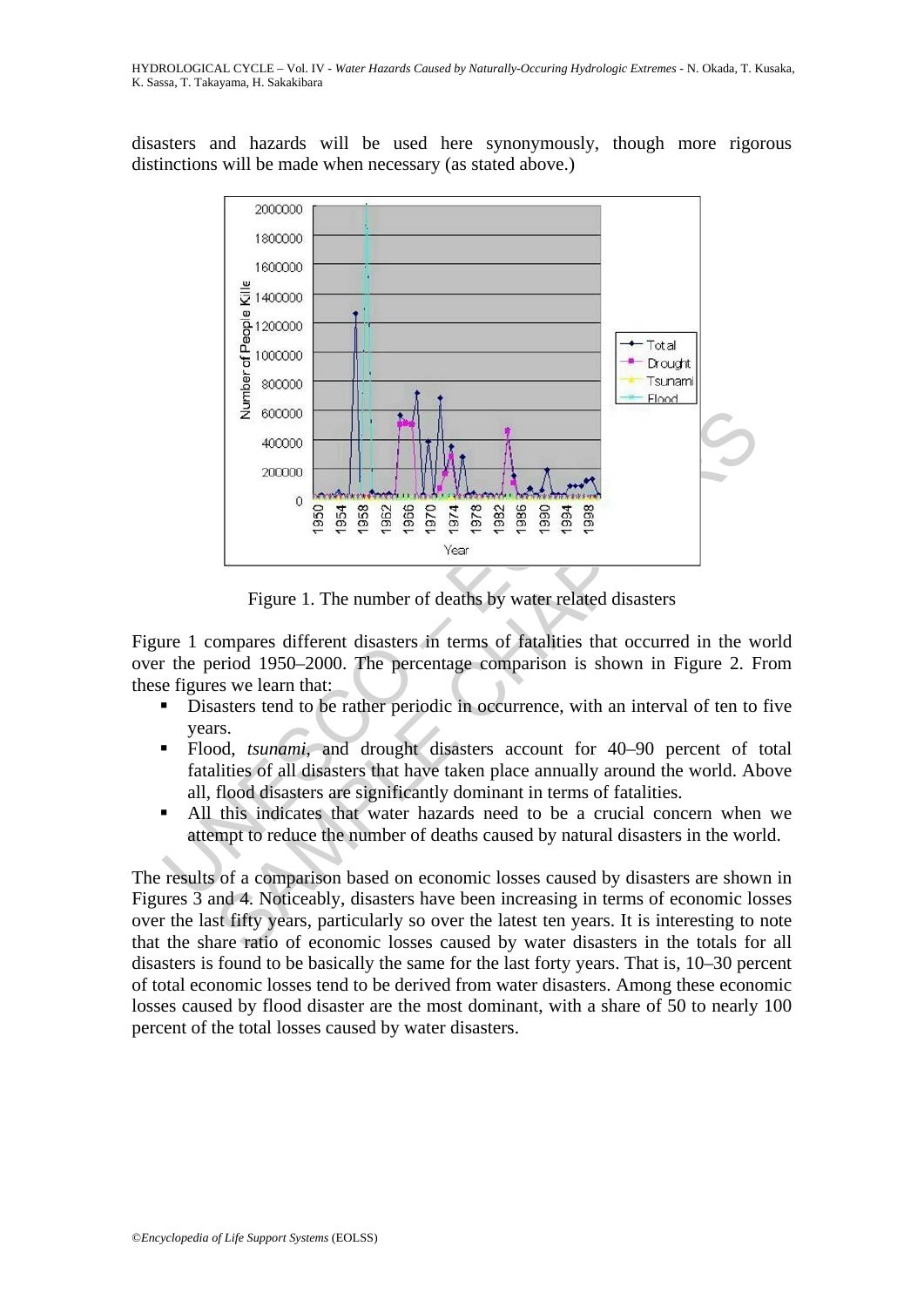disasters and hazards will be used here synonymously, though more rigorous distinctions will be made when necessary (as stated above.)

Figure 1. The number of deaths by water related disasters

Figure 1 compares different disasters in terms of fatalities that occurred in the world over the period 1950–2000. The percentage comparison is shown in Figure 2. From these figures we learn that:

- Disasters tend to be rather periodic in occurrence, with an interval of ten to five years.
- Flood, *tsunami*, and drought disasters account for 40–90 percent of total fatalities of all disasters that have taken place annually around the world. Above all, flood disasters are significantly dominant in terms of fatalities.
- All this indicates that water hazards need to be a crucial concern when we attempt to reduce the number of deaths caused by natural disasters in the world.

The results of a comparison based on economic losses caused by disasters are shown in Figures 3 and 4. Noticeably, disasters have been increasing in terms of economic losses over the last fifty years, particularly so over the latest ten years. It is interesting to note that the share ratio of economic losses caused by water disasters in the totals for all disasters is found to be basically the same for the last forty years. That is, 10–30 percent of total economic losses tend to be derived from water disasters. Among these economic losses caused by flood disaster are the most dominant, with a share of 50 to nearly 100 percent of the total losses caused by water disasters.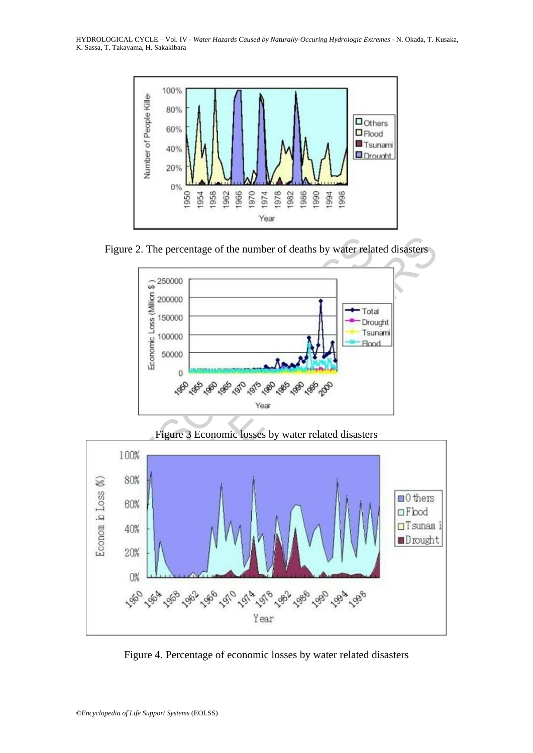Figure 2. The percentage of the number of deaths by water related disasters

Figure 3 Economic losses by water related disasters

Figure 4. Percentage of economic losses by water related disasters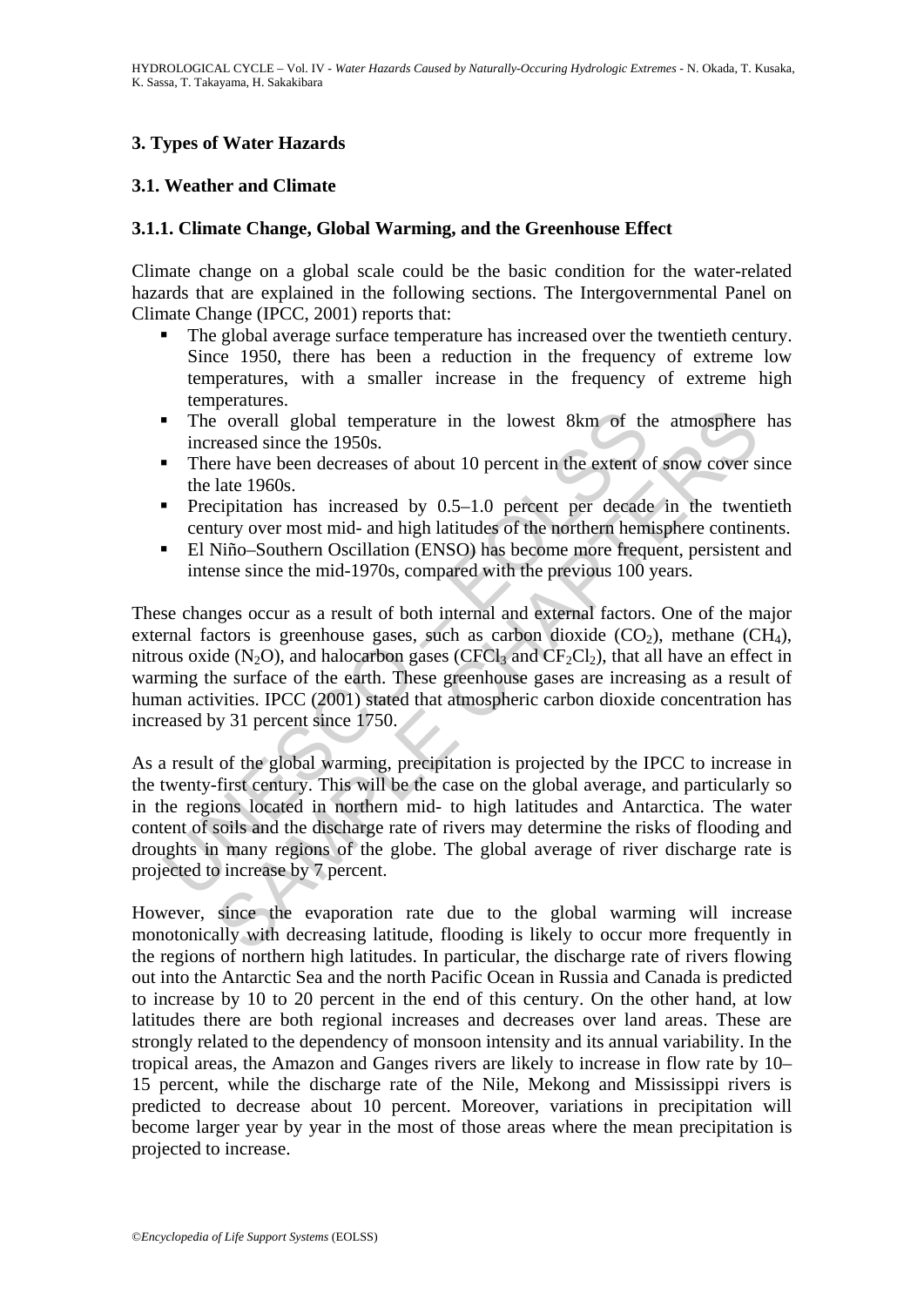## 3. Types of Water Hazards

### 3.1. Weather and Climate

#### 3.1.1. Climate Change, Global Warming, and the Greenhouse Effect

Climate change on a global scale could be the basic condition for the water-related hazards that are explained in the following sections. The Intergovernmental Panel on Climate Change (IPCC, 2001) reports that:

- The global average surface temperature has increased over the twentieth century. Since 1950, there has been a reduction in the frequency of extreme low temperatures, with a smaller increase in the frequency of extreme high temperatures.
- The overall global temperature in the lowest 8km of the atmosphere has increased since the 1950s.
- There have been decreases of about 10 percent in the extent of snow cover since the late 1960s.
- Precipitation has increased by 0.5–1.0 percent per decade in the twentieth century over most mid- and high latitudes of the northern hemisphere continents.
- El Niño–Southern Oscillation (ENSO) has become more frequent, persistent and intense since the mid-1970s, compared with the previous 100 years.

These changes occur as a result of both internal and external factors. One of the major external factors is greenhouse gases, such as carbon dioxide ($CO_2$), methane ($CH_4$), nitrous oxide ($N_2O$), and halocarbon gases ($CFCl_3$ and $CF_2Cl_2$), that all have an effect in warming the surface of the earth. These greenhouse gases are increasing as a result of human activities. IPCC (2001) stated that atmospheric carbon dioxide concentration has increased by 31 percent since 1750.

As a result of the global warming, precipitation is projected by the IPCC to increase in the twenty-first century. This will be the case on the global average, and particularly so in the regions located in northern mid- to high latitudes and Antarctica. The water content of soils and the discharge rate of rivers may determine the risks of flooding and droughts in many regions of the globe. The global average of river discharge rate is projected to increase by 7 percent.

However, since the evaporation rate due to the global warming will increase monotonically with decreasing latitude, flooding is likely to occur more frequently in the regions of northern high latitudes. In particular, the discharge rate of rivers flowing out into the Antarctic Sea and the north Pacific Ocean in Russia and Canada is predicted to increase by 10 to 20 percent in the end of this century. On the other hand, at low latitudes there are both regional increases and decreases over land areas. These are strongly related to the dependency of monsoon intensity and its annual variability. In the tropical areas, the Amazon and Ganges rivers are likely to increase in flow rate by 10–15 percent, while the discharge rate of the Nile, Mekong and Mississippi rivers is predicted to decrease about 10 percent. Moreover, variations in precipitation will become larger year by year in the most of those areas where the mean precipitation is projected to increase.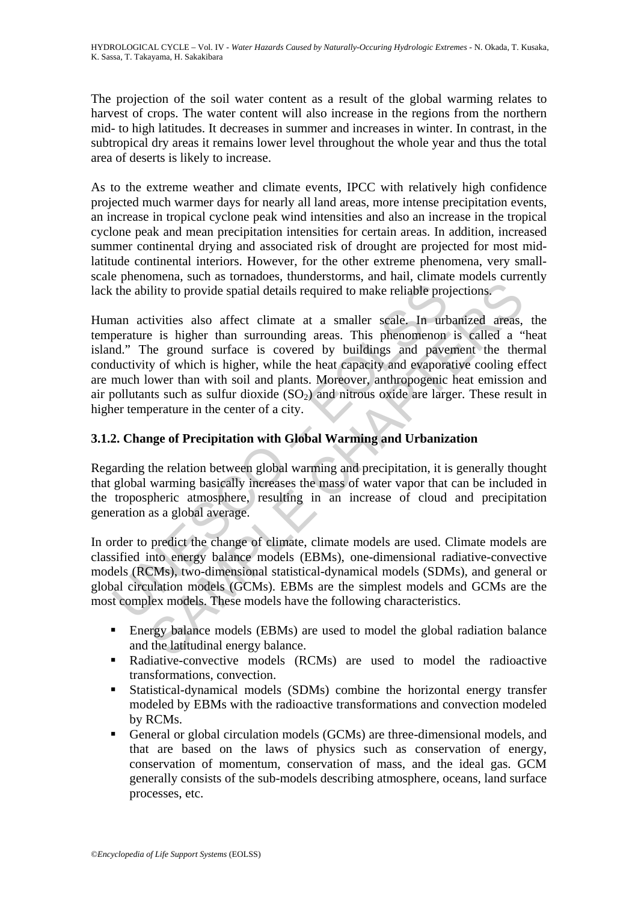The projection of the soil water content as a result of the global warming relates to harvest of crops. The water content will also increase in the regions from the northern mid- to high latitudes. It decreases in summer and increases in winter. In contrast, in the subtropical dry areas it remains lower level throughout the whole year and thus the total area of deserts is likely to increase.

As to the extreme weather and climate events, IPCC with relatively high confidence projected much warmer days for nearly all land areas, more intense precipitation events, an increase in tropical cyclone peak wind intensities and also an increase in the tropical cyclone peak and mean precipitation intensities for certain areas. In addition, increased summer continental drying and associated risk of drought are projected for most mid-latitude continental interiors. However, for the other extreme phenomena, very small-scale phenomena, such as tornadoes, thunderstorms, and hail, climate models currently lack the ability to provide spatial details required to make reliable projections.

Human activities also affect climate at a smaller scale. In urbanized areas, the temperature is higher than surrounding areas. This phenomenon is called a "heat island." The ground surface is covered by buildings and pavement the thermal conductivity of which is higher, while the heat capacity and evaporative cooling effect are much lower than with soil and plants. Moreover, anthropogenic heat emission and air pollutants such as sulfur dioxide ($SO_2$) and nitrous oxide are larger. These result in higher temperature in the center of a city.

### 3.1.2. Change of Precipitation with Global Warming and Urbanization

Regarding the relation between global warming and precipitation, it is generally thought that global warming basically increases the mass of water vapor that can be included in the tropospheric atmosphere, resulting in an increase of cloud and precipitation generation as a global average.

In order to predict the change of climate, climate models are used. Climate models are classified into energy balance models (EBMs), one-dimensional radiative-convective models (RCMs), two-dimensional statistical-dynamical models (SDMs), and general or global circulation models (GCMs). EBMs are the simplest models and GCMs are the most complex models. These models have the following characteristics.

- Energy balance models (EBMs) are used to model the global radiation balance and the latitudinal energy balance.
- Radiative-convective models (RCMs) are used to model the radioactive transformations, convection.
- Statistical-dynamical models (SDMs) combine the horizontal energy transfer modeled by EBMs with the radioactive transformations and convection modeled by RCMs.
- General or global circulation models (GCMs) are three-dimensional models, and that are based on the laws of physics such as conservation of energy, conservation of momentum, conservation of mass, and the ideal gas. GCM generally consists of the sub-models describing atmosphere, oceans, land surface processes, etc.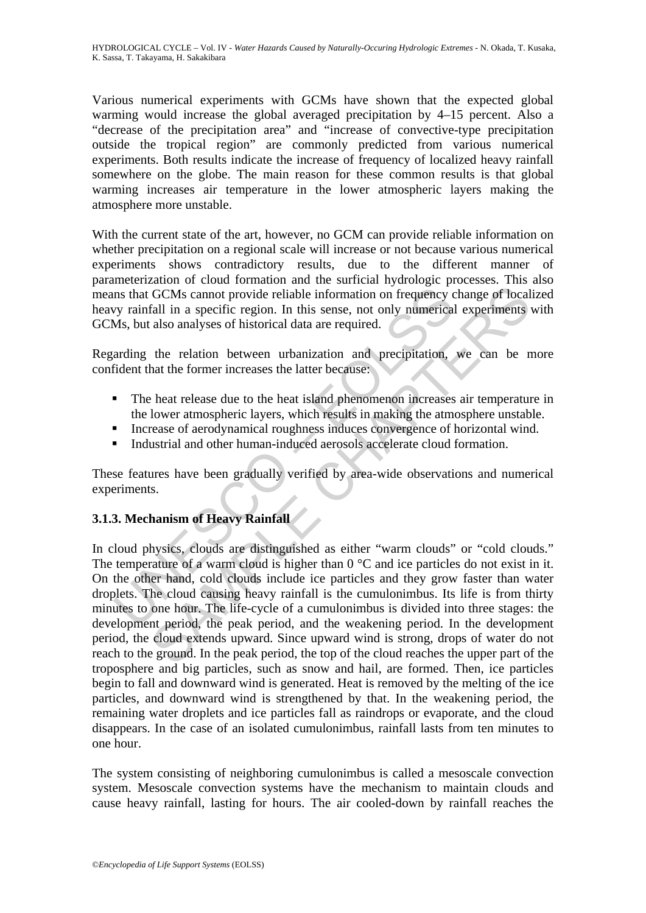Various numerical experiments with GCMs have shown that the expected global warming would increase the global averaged precipitation by 4–15 percent. Also a "decrease of the precipitation area" and "increase of convective-type precipitation outside the tropical region" are commonly predicted from various numerical experiments. Both results indicate the increase of frequency of localized heavy rainfall somewhere on the globe. The main reason for these common results is that global warming increases air temperature in the lower atmospheric layers making the atmosphere more unstable.

With the current state of the art, however, no GCM can provide reliable information on whether precipitation on a regional scale will increase or not because various numerical experiments shows contradictory results, due to the different manner of parameterization of cloud formation and the surficial hydrologic processes. This also means that GCMs cannot provide reliable information on frequency change of localized heavy rainfall in a specific region. In this sense, not only numerical experiments with GCMs, but also analyses of historical data are required.

Regarding the relation between urbanization and precipitation, we can be more confident that the former increases the latter because:

- The heat release due to the heat island phenomenon increases air temperature in the lower atmospheric layers, which results in making the atmosphere unstable.
- Increase of aerodynamical roughness induces convergence of horizontal wind.
- Industrial and other human-induced aerosols accelerate cloud formation.

These features have been gradually verified by area-wide observations and numerical experiments.

### 3.1.3. Mechanism of Heavy Rainfall

In cloud physics, clouds are distinguished as either "warm clouds" or "cold clouds." The temperature of a warm cloud is higher than 0 °C and ice particles do not exist in it. On the other hand, cold clouds include ice particles and they grow faster than water droplets. The cloud causing heavy rainfall is the cumulonimbus. Its life is from thirty minutes to one hour. The life-cycle of a cumulonimbus is divided into three stages: the development period, the peak period, and the weakening period. In the development period, the cloud extends upward. Since upward wind is strong, drops of water do not reach to the ground. In the peak period, the top of the cloud reaches the upper part of the troposphere and big particles, such as snow and hail, are formed. Then, ice particles begin to fall and downward wind is generated. Heat is removed by the melting of the ice particles, and downward wind is strengthened by that. In the weakening period, the remaining water droplets and ice particles fall as raindrops or evaporate, and the cloud disappears. In the case of an isolated cumulonimbus, rainfall lasts from ten minutes to one hour.

The system consisting of neighboring cumulonimbus is called a mesoscale convection system. Mesoscale convection systems have the mechanism to maintain clouds and cause heavy rainfall, lasting for hours. The air cooled-down by rainfall reaches the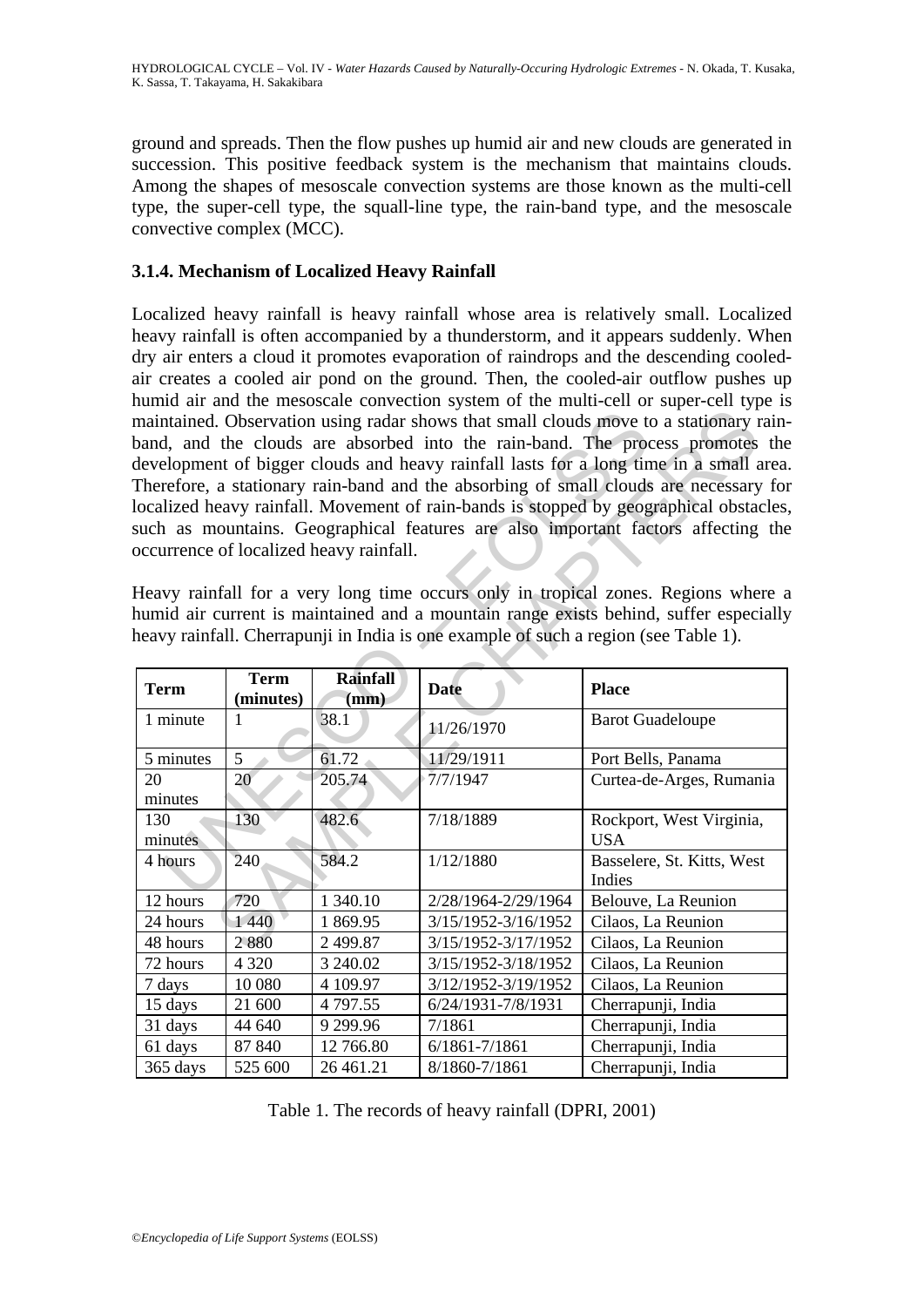ground and spreads. Then the flow pushes up humid air and new clouds are generated in succession. This positive feedback system is the mechanism that maintains clouds. Among the shapes of mesoscale convection systems are those known as the multi-cell type, the super-cell type, the squall-line type, the rain-band type, and the mesoscale convective complex (MCC).

### 3.1.4. Mechanism of Localized Heavy Rainfall

Localized heavy rainfall is heavy rainfall whose area is relatively small. Localized heavy rainfall is often accompanied by a thunderstorm, and it appears suddenly. When dry air enters a cloud it promotes evaporation of raindrops and the descending cooled-air creates a cooled air pond on the ground. Then, the cooled-air outflow pushes up humid air and the mesoscale convection system of the multi-cell or super-cell type is maintained. Observation using radar shows that small clouds move to a stationary rain-band, and the clouds are absorbed into the rain-band. The process promotes the development of bigger clouds and heavy rainfall lasts for a long time in a small area. Therefore, a stationary rain-band and the absorbing of small clouds are necessary for localized heavy rainfall. Movement of rain-bands is stopped by geographical obstacles, such as mountains. Geographical features are also important factors affecting the occurrence of localized heavy rainfall.

Heavy rainfall for a very long time occurs only in tropical zones. Regions where a humid air current is maintained and a mountain range exists behind, suffer especially heavy rainfall. Cherrapunji in India is one example of such a region (see Table 1).

| Term | Term (minutes) | Rainfall (mm) | Date | Place |
|---|---|---|---|---|
| 1 minute | 1 | 38.1 | 11/26/1970 | Barot Guadeloupe |
| 5 minutes | 5 | 61.72 | 11/29/1911 | Port Bells, Panama |
| 20 minutes | 20 | 205.74 | 7/7/1947 | Curtea-de-Arges, Rumania |
| 130 minutes | 130 | 482.6 | 7/18/1889 | Rockport, West Virginia, USA |
| 4 hours | 240 | 584.2 | 1/12/1880 | Basselere, St. Kitts, West Indies |
| 12 hours | 720 | 1 340.10 | 2/28/1964-2/29/1964 | Belouve, La Reunion |
| 24 hours | 1 440 | 1 869.95 | 3/15/1952-3/16/1952 | Cilaos, La Reunion |
| 48 hours | 2 880 | 2 499.87 | 3/15/1952-3/17/1952 | Cilaos, La Reunion |
| 72 hours | 4 320 | 3 240.02 | 3/15/1952-3/18/1952 | Cilaos, La Reunion |
| 7 days | 10 080 | 4 109.97 | 3/12/1952-3/19/1952 | Cilaos, La Reunion |
| 15 days | 21 600 | 4 797.55 | 6/24/1931-7/8/1931 | Cherrapunji, India |
| 31 days | 44 640 | 9 299.96 | 7/1861 | Cherrapunji, India |
| 61 days | 87 840 | 12 766.80 | 6/1861-7/1861 | Cherrapunji, India |
| 365 days | 525 600 | 26 461.21 | 8/1860-7/1861 | Cherrapunji, India |

Table 1. The records of heavy rainfall (DPRI, 2001)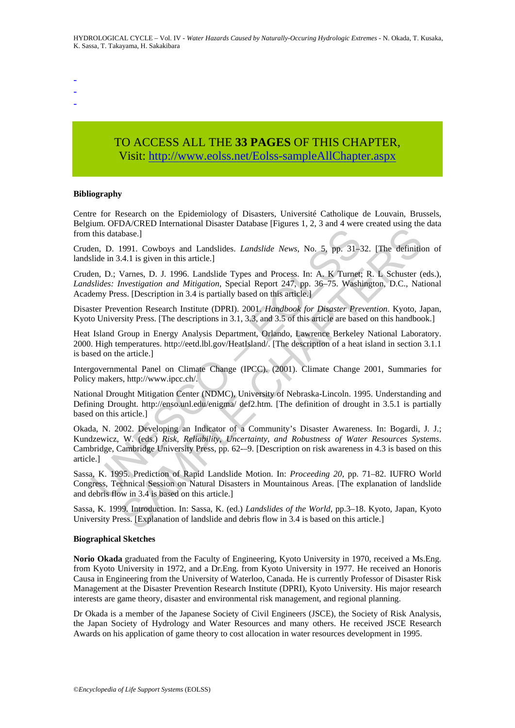-
-
-

TO ACCESS ALL THE **33 PAGES** OF THIS CHAPTER,
Visit: http://www.eolss.net/Eolss-sampleAllChapter.aspx

**Bibliography**

Centre for Research on the Epidemiology of Disasters, Université Catholique de Louvain, Brussels, Belgium. OFDA/CRED International Disaster Database [Figures 1, 2, 3 and 4 were created using the data from this database.]

Cruden, D. 1991. Cowboys and Landslides. *Landslide News*, No. 5, pp. 31–32. [The definition of landslide in 3.4.1 is given in this article.]

Cruden, D.; Varnes, D. J. 1996. Landslide Types and Process. In: A. K Turnet; R. L Schuster (eds.), *Landslides: Investigation and Mitigation*, Special Report 247, pp. 36–75. Washington, D.C., National Academy Press. [Description in 3.4 is partially based on this article.]

Disaster Prevention Research Institute (DPRI). 2001. *Handbook for Disaster Prevention*. Kyoto, Japan, Kyoto University Press. [The descriptions in 3.1, 3.3, and 3.5 of this article are based on this handbook.]

Heat Island Group in Energy Analysis Department, Orlando, Lawrence Berkeley National Laboratory. 2000. High temperatures. http://eetd.lbl.gov/HeatIsland/. [The description of a heat island in section 3.1.1 is based on the article.]

Intergovernmental Panel on Climate Change (IPCC). (2001). Climate Change 2001, Summaries for Policy makers, http://www.ipcc.ch/.

National Drought Mitigation Center (NDMC), University of Nebraska-Lincoln. 1995. Understanding and Defining Drought. http://enso.unl.edu/enigma/ def2.htm. [The definition of drought in 3.5.1 is partially based on this article.]

Okada, N. 2002. Developing an Indicator of a Community's Disaster Awareness. In: Bogardi, J. J.; Kundzewicz, W. (eds.) *Risk, Reliability, Uncertainty, and Robustness of Water Resources Systems*. Cambridge, Cambridge University Press, pp. 62-–9. [Description on risk awareness in 4.3 is based on this article.]

Sassa, K. 1995. Prediction of Rapid Landslide Motion. In: *Proceeding 20*, pp. 71–82. IUFRO World Congress, Technical Session on Natural Disasters in Mountainous Areas. [The explanation of landslide and debris flow in 3.4 is based on this article.]

Sassa, K. 1999. Introduction. In: Sassa, K. (ed.) *Landslides of the World*, pp.3–18. Kyoto, Japan, Kyoto University Press. [Explanation of landslide and debris flow in 3.4 is based on this article.]

**Biographical Sketches**

**Norio Okada** graduated from the Faculty of Engineering, Kyoto University in 1970, received a Ms.Eng. from Kyoto University in 1972, and a Dr.Eng. from Kyoto University in 1977. He received an Honoris Causa in Engineering from the University of Waterloo, Canada. He is currently Professor of Disaster Risk Management at the Disaster Prevention Research Institute (DPRI), Kyoto University. His major research interests are game theory, disaster and environmental risk management, and regional planning.

Dr Okada is a member of the Japanese Society of Civil Engineers (JSCE), the Society of Risk Analysis, the Japan Society of Hydrology and Water Resources and many others. He received JSCE Research Awards on his application of game theory to cost allocation in water resources development in 1995.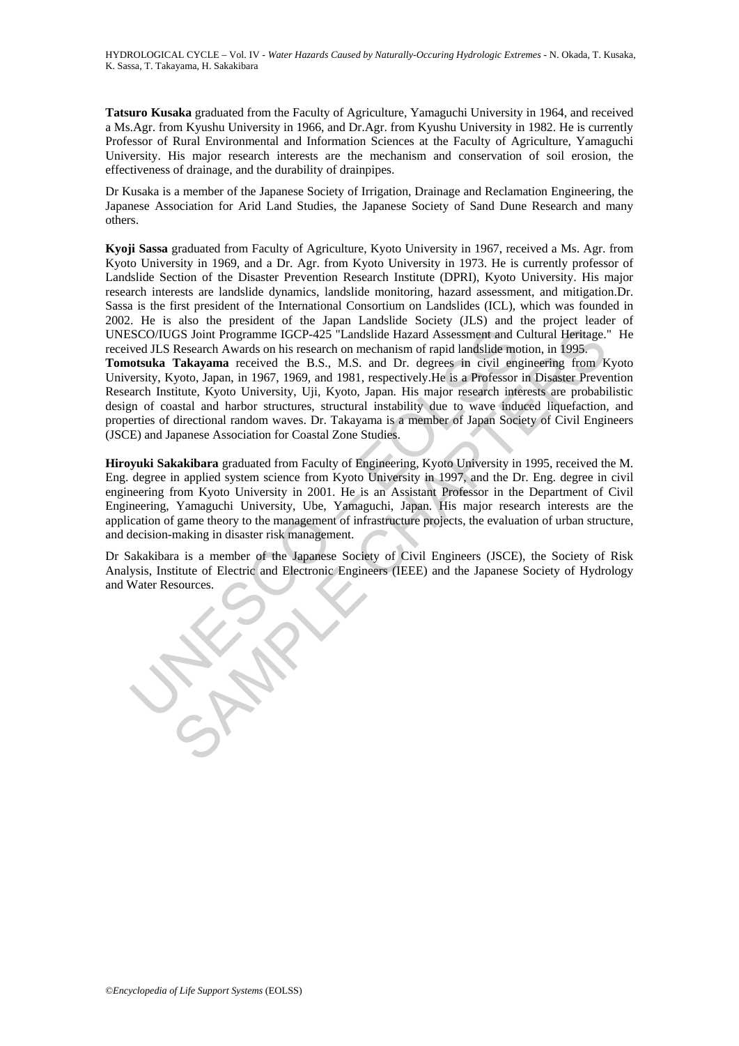**Tatsuro Kusaka** graduated from the Faculty of Agriculture, Yamaguchi University in 1964, and received a Ms.Agr. from Kyushu University in 1966, and Dr.Agr. from Kyushu University in 1982. He is currently Professor of Rural Environmental and Information Sciences at the Faculty of Agriculture, Yamaguchi University. His major research interests are the mechanism and conservation of soil erosion, the effectiveness of drainage, and the durability of drainpipes.

Dr Kusaka is a member of the Japanese Society of Irrigation, Drainage and Reclamation Engineering, the Japanese Association for Arid Land Studies, the Japanese Society of Sand Dune Research and many others.

**Kyoji Sassa** graduated from Faculty of Agriculture, Kyoto University in 1967, received a Ms. Agr. from Kyoto University in 1969, and a Dr. Agr. from Kyoto University in 1973. He is currently professor of Landslide Section of the Disaster Prevention Research Institute (DPRI), Kyoto University. His major research interests are landslide dynamics, landslide monitoring, hazard assessment, and mitigation.Dr. Sassa is the first president of the International Consortium on Landslides (ICL), which was founded in 2002. He is also the president of the Japan Landslide Society (JLS) and the project leader of UNESCO/IUGS Joint Programme IGCP-425 "Landslide Hazard Assessment and Cultural Heritage." He received JLS Research Awards on his research on mechanism of rapid landslide motion, in 1995.

**Tomotsuka Takayama** received the B.S., M.S. and Dr. degrees in civil engineering from Kyoto University, Kyoto, Japan, in 1967, 1969, and 1981, respectively.He is a Professor in Disaster Prevention Research Institute, Kyoto University, Uji, Kyoto, Japan. His major research interests are probabilistic design of coastal and harbor structures, structural instability due to wave induced liquefaction, and properties of directional random waves. Dr. Takayama is a member of Japan Society of Civil Engineers (JSCE) and Japanese Association for Coastal Zone Studies.

**Hiroyuki Sakakibara** graduated from Faculty of Engineering, Kyoto University in 1995, received the M. Eng. degree in applied system science from Kyoto University in 1997, and the Dr. Eng. degree in civil engineering from Kyoto University in 2001. He is an Assistant Professor in the Department of Civil Engineering, Yamaguchi University, Ube, Yamaguchi, Japan. His major research interests are the application of game theory to the management of infrastructure projects, the evaluation of urban structure, and decision-making in disaster risk management.

Dr Sakakibara is a member of the Japanese Society of Civil Engineers (JSCE), the Society of Risk Analysis, Institute of Electric and Electronic Engineers (IEEE) and the Japanese Society of Hydrology and Water Resources.